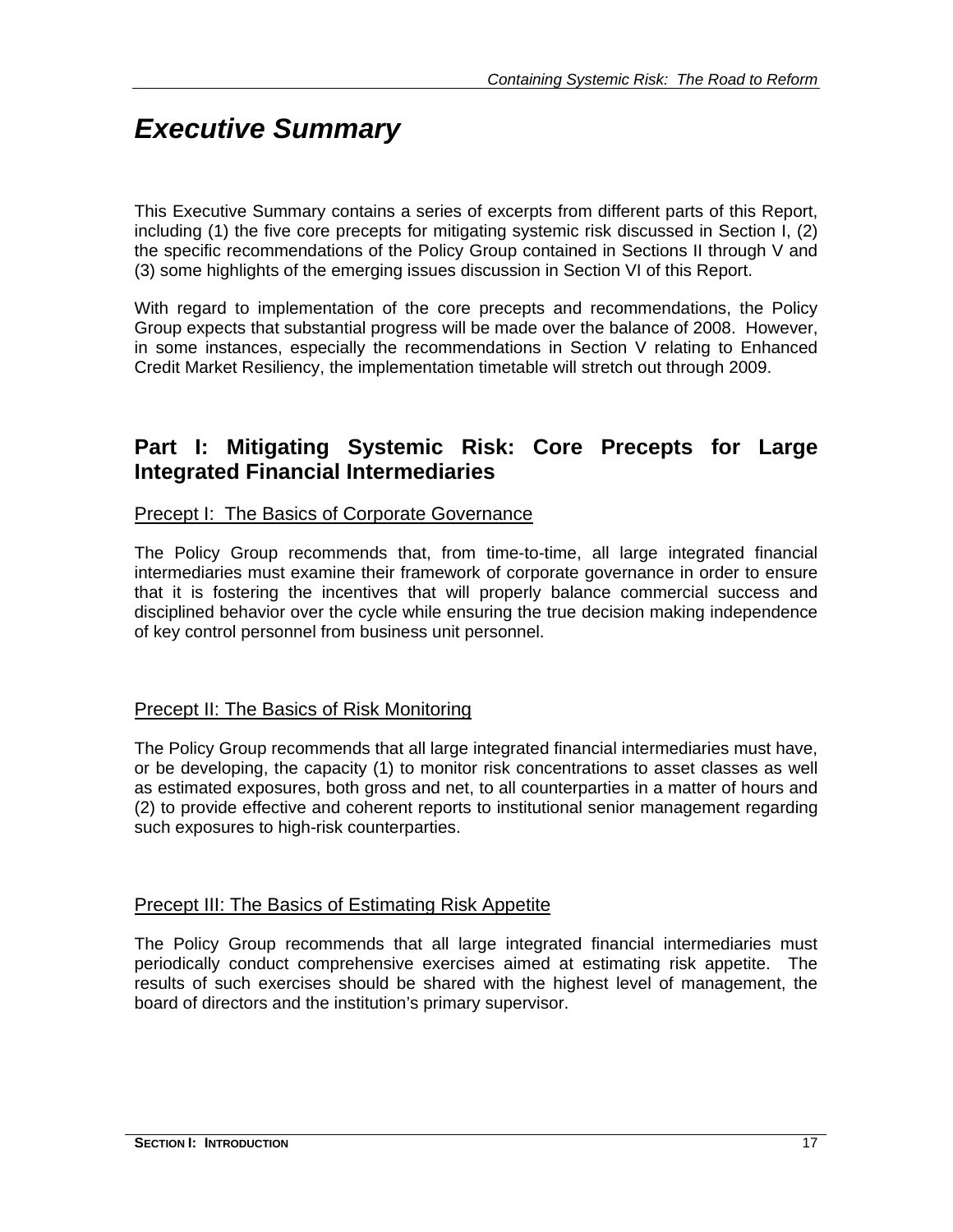# *Executive Summary*

This Executive Summary contains a series of excerpts from different parts of this Report, including (1) the five core precepts for mitigating systemic risk discussed in Section I, (2) the specific recommendations of the Policy Group contained in Sections II through V and (3) some highlights of the emerging issues discussion in Section VI of this Report.

With regard to implementation of the core precepts and recommendations, the Policy Group expects that substantial progress will be made over the balance of 2008. However, in some instances, especially the recommendations in Section V relating to Enhanced Credit Market Resiliency, the implementation timetable will stretch out through 2009.

## Part I: Mitigating Systemic Risk: Core Precepts for Large Integrated Financial Intermediaries

### Precept I: The Basics of Corporate Governance

The Policy Group recommends that, from time-to-time, all large integrated financial intermediaries must examine their framework of corporate governance in order to ensure that it is fostering the incentives that will properly balance commercial success and disciplined behavior over the cycle while ensuring the true decision making independence of key control personnel from business unit personnel.

### Precept II: The Basics of Risk Monitoring

The Policy Group recommends that all large integrated financial intermediaries must have, or be developing, the capacity (1) to monitor risk concentrations to asset classes as well as estimated exposures, both gross and net, to all counterparties in a matter of hours and (2) to provide effective and coherent reports to institutional senior management regarding such exposures to high-risk counterparties.

### Precept III: The Basics of Estimating Risk Appetite

The Policy Group recommends that all large integrated financial intermediaries must periodically conduct comprehensive exercises aimed at estimating risk appetite. The results of such exercises should be shared with the highest level of management, the board of directors and the institution's primary supervisor.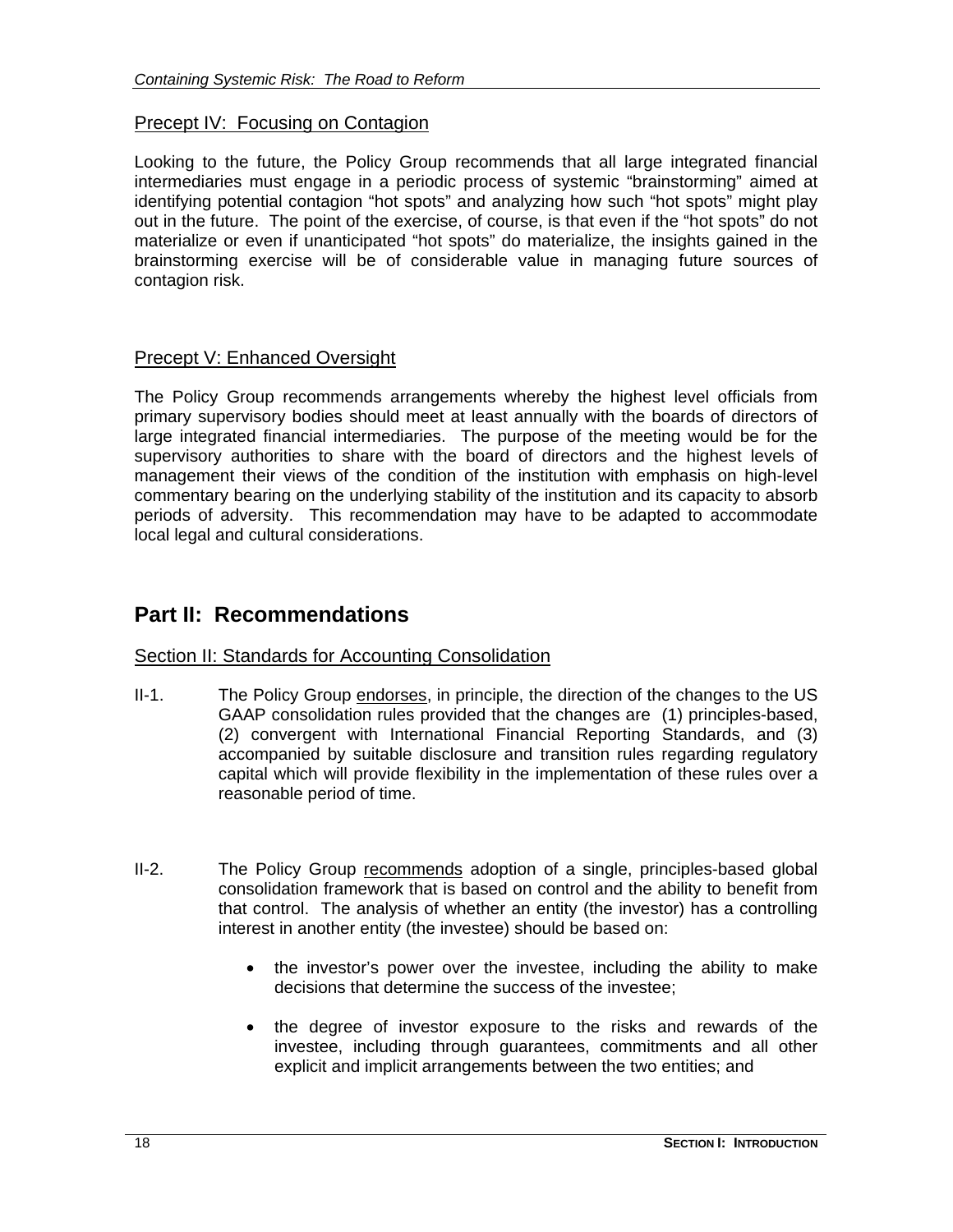Precept IV: Focusing on Contagion

Looking to the future, the Policy Group recommends that all large integrated financial intermediaries must engage in a periodic process of systemic "brainstorming" aimed at identifying potential contagion "hot spots" and analyzing how such "hot spots" might play out in the future. The point of the exercise, of course, is that even if the "hot spots" do not materialize or even if unanticipated "hot spots" do materialize, the insights gained in the brainstorming exercise will be of considerable value in managing future sources of contagion risk.

Precept V: Enhanced Oversight

The Policy Group recommends arrangements whereby the highest level officials from primary supervisory bodies should meet at least annually with the boards of directors of large integrated financial intermediaries. The purpose of the meeting would be for the supervisory authorities to share with the board of directors and the highest levels of management their views of the condition of the institution with emphasis on high-level commentary bearing on the underlying stability of the institution and its capacity to absorb periods of adversity. This recommendation may have to be adapted to accommodate local legal and cultural considerations.

## Part II: Recommendations

Section II: Standards for Accounting Consolidation

II-1. The Policy Group endorses, in principle, the direction of the changes to the US GAAP consolidation rules provided that the changes are (1) principles-based, (2) convergent with International Financial Reporting Standards, and (3) accompanied by suitable disclosure and transition rules regarding regulatory capital which will provide flexibility in the implementation of these rules over a reasonable period of time.

II-2. The Policy Group recommends adoption of a single, principles-based global consolidation framework that is based on control and the ability to benefit from that control. The analysis of whether an entity (the investor) has a controlling interest in another entity (the investee) should be based on:

- the investor's power over the investee, including the ability to make decisions that determine the success of the investee;
- the degree of investor exposure to the risks and rewards of the investee, including through guarantees, commitments and all other explicit and implicit arrangements between the two entities; and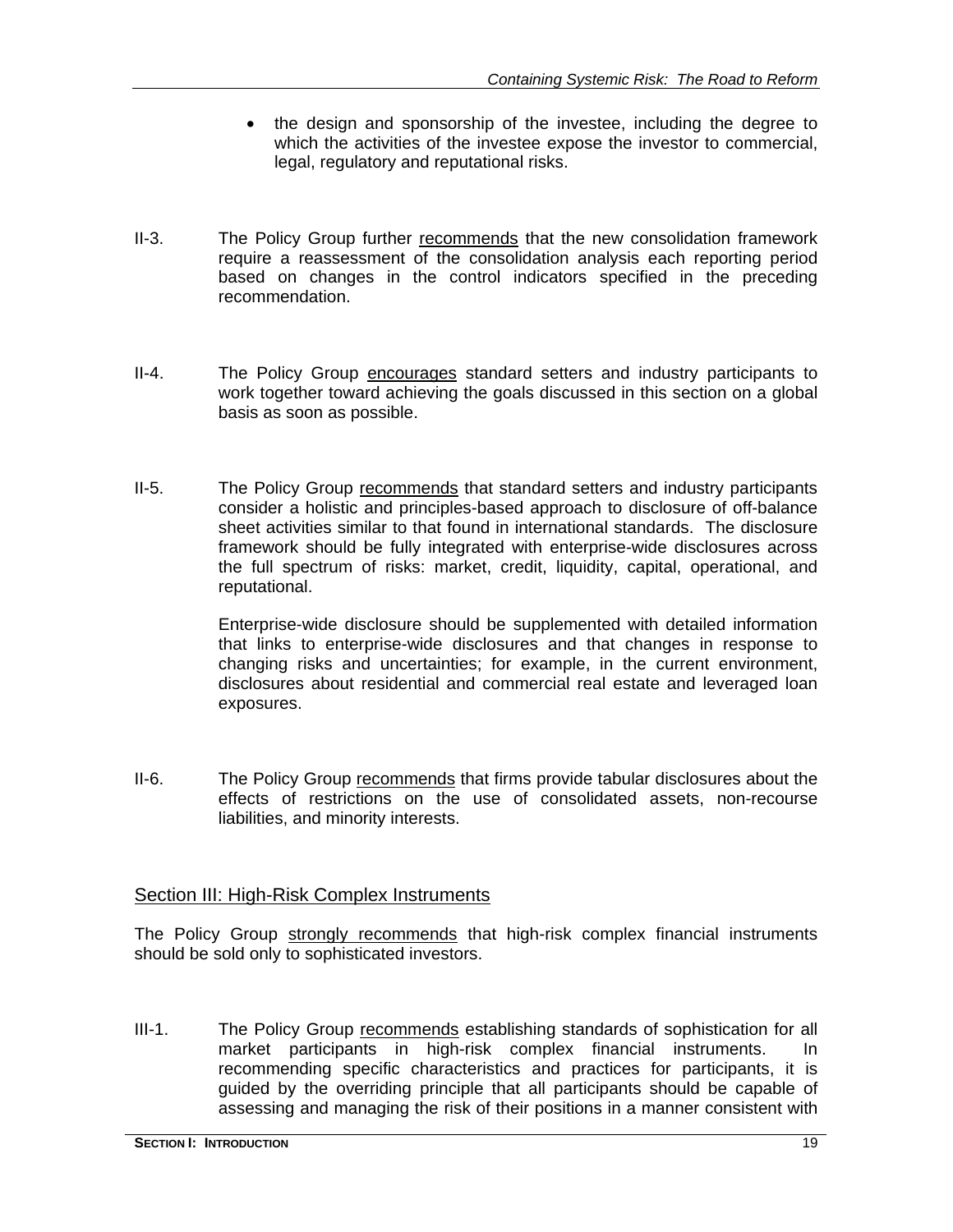- the design and sponsorship of the investee, including the degree to which the activities of the investee expose the investor to commercial, legal, regulatory and reputational risks.

II-3. The Policy Group further <u>recommends</u> that the new consolidation framework require a reassessment of the consolidation analysis each reporting period based on changes in the control indicators specified in the preceding recommendation.

II-4. The Policy Group <u>encourages</u> standard setters and industry participants to work together toward achieving the goals discussed in this section on a global basis as soon as possible.

II-5. The Policy Group <u>recommends</u> that standard setters and industry participants consider a holistic and principles-based approach to disclosure of off-balance sheet activities similar to that found in international standards. The disclosure framework should be fully integrated with enterprise-wide disclosures across the full spectrum of risks: market, credit, liquidity, capital, operational, and reputational.

Enterprise-wide disclosure should be supplemented with detailed information that links to enterprise-wide disclosures and that changes in response to changing risks and uncertainties; for example, in the current environment, disclosures about residential and commercial real estate and leveraged loan exposures.

II-6. The Policy Group <u>recommends</u> that firms provide tabular disclosures about the effects of restrictions on the use of consolidated assets, non-recourse liabilities, and minority interests.

## <u>Section III: High-Risk Complex Instruments</u>

The Policy Group <u>strongly recommends</u> that high-risk complex financial instruments should be sold only to sophisticated investors.

III-1. The Policy Group <u>recommends</u> establishing standards of sophistication for all market participants in high-risk complex financial instruments. In recommending specific characteristics and practices for participants, it is guided by the overriding principle that all participants should be capable of assessing and managing the risk of their positions in a manner consistent with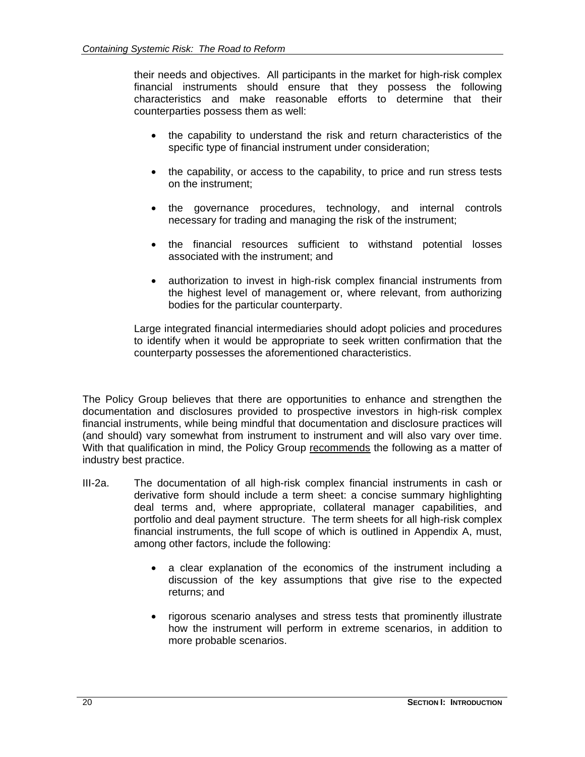their needs and objectives. All participants in the market for high-risk complex financial instruments should ensure that they possess the following characteristics and make reasonable efforts to determine that their counterparties possess them as well:

- the capability to understand the risk and return characteristics of the specific type of financial instrument under consideration;
- the capability, or access to the capability, to price and run stress tests on the instrument;
- the governance procedures, technology, and internal controls necessary for trading and managing the risk of the instrument;
- the financial resources sufficient to withstand potential losses associated with the instrument; and
- authorization to invest in high-risk complex financial instruments from the highest level of management or, where relevant, from authorizing bodies for the particular counterparty.

Large integrated financial intermediaries should adopt policies and procedures to identify when it would be appropriate to seek written confirmation that the counterparty possesses the aforementioned characteristics.

The Policy Group believes that there are opportunities to enhance and strengthen the documentation and disclosures provided to prospective investors in high-risk complex financial instruments, while being mindful that documentation and disclosure practices will (and should) vary somewhat from instrument to instrument and will also vary over time. With that qualification in mind, the Policy Group recommends the following as a matter of industry best practice.

III-2a. The documentation of all high-risk complex financial instruments in cash or derivative form should include a term sheet: a concise summary highlighting deal terms and, where appropriate, collateral manager capabilities, and portfolio and deal payment structure. The term sheets for all high-risk complex financial instruments, the full scope of which is outlined in Appendix A, must, among other factors, include the following:

- a clear explanation of the economics of the instrument including a discussion of the key assumptions that give rise to the expected returns; and
- rigorous scenario analyses and stress tests that prominently illustrate how the instrument will perform in extreme scenarios, in addition to more probable scenarios.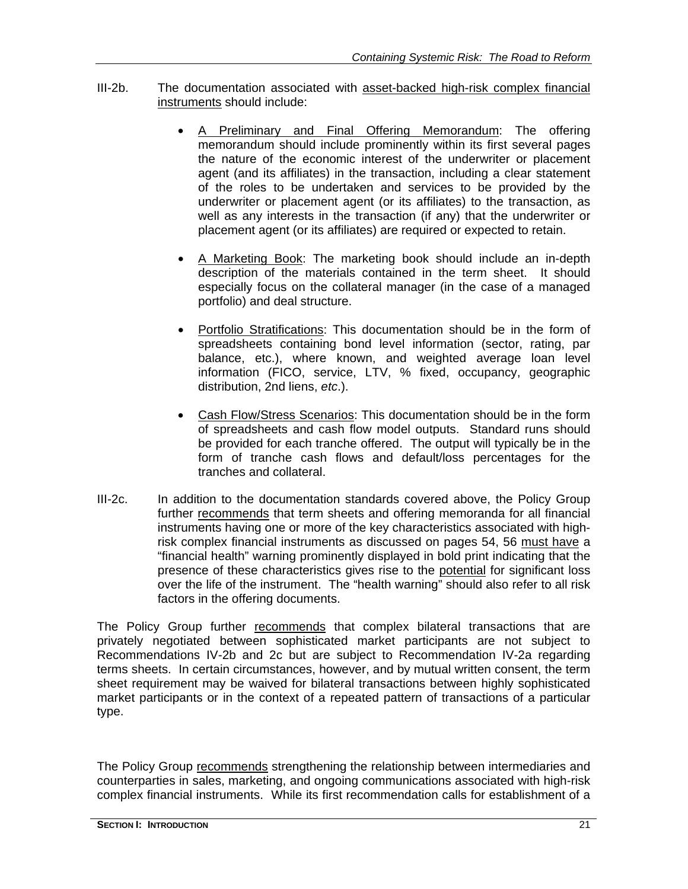III-2b. The documentation associated with <u>asset-backed high-risk complex financial instruments</u> should include:

- <u>A Preliminary and Final Offering Memorandum</u>: The offering memorandum should include prominently within its first several pages the nature of the economic interest of the underwriter or placement agent (and its affiliates) in the transaction, including a clear statement of the roles to be undertaken and services to be provided by the underwriter or placement agent (or its affiliates) to the transaction, as well as any interests in the transaction (if any) that the underwriter or placement agent (or its affiliates) are required or expected to retain.

- <u>A Marketing Book</u>: The marketing book should include an in-depth description of the materials contained in the term sheet. It should especially focus on the collateral manager (in the case of a managed portfolio) and deal structure.

- <u>Portfolio Stratifications</u>: This documentation should be in the form of spreadsheets containing bond level information (sector, rating, par balance, etc.), where known, and weighted average loan level information (FICO, service, LTV, % fixed, occupancy, geographic distribution, 2nd liens, *etc*.).

- <u>Cash Flow/Stress Scenarios</u>: This documentation should be in the form of spreadsheets and cash flow model outputs. Standard runs should be provided for each tranche offered. The output will typically be in the form of tranche cash flows and default/loss percentages for the tranches and collateral.

III-2c. In addition to the documentation standards covered above, the Policy Group further <u>recommends</u> that term sheets and offering memoranda for all financial instruments having one or more of the key characteristics associated with high-risk complex financial instruments as discussed on pages 54, 56 <u>must have</u> a "financial health" warning prominently displayed in bold print indicating that the presence of these characteristics gives rise to the <u>potential</u> for significant loss over the life of the instrument. The "health warning" should also refer to all risk factors in the offering documents.

The Policy Group further <u>recommends</u> that complex bilateral transactions that are privately negotiated between sophisticated market participants are not subject to Recommendations IV-2b and 2c but are subject to Recommendation IV-2a regarding terms sheets. In certain circumstances, however, and by mutual written consent, the term sheet requirement may be waived for bilateral transactions between highly sophisticated market participants or in the context of a repeated pattern of transactions of a particular type.

The Policy Group <u>recommends</u> strengthening the relationship between intermediaries and counterparties in sales, marketing, and ongoing communications associated with high-risk complex financial instruments. While its first recommendation calls for establishment of a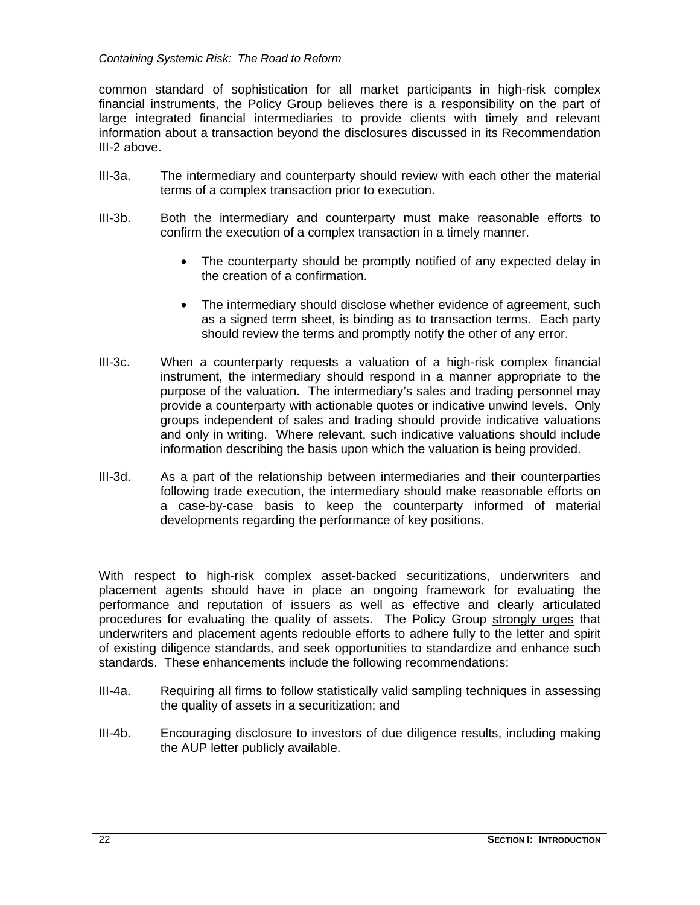common standard of sophistication for all market participants in high-risk complex financial instruments, the Policy Group believes there is a responsibility on the part of large integrated financial intermediaries to provide clients with timely and relevant information about a transaction beyond the disclosures discussed in its Recommendation III-2 above.

III-3a. The intermediary and counterparty should review with each other the material terms of a complex transaction prior to execution.

III-3b. Both the intermediary and counterparty must make reasonable efforts to confirm the execution of a complex transaction in a timely manner.

- The counterparty should be promptly notified of any expected delay in the creation of a confirmation.
- The intermediary should disclose whether evidence of agreement, such as a signed term sheet, is binding as to transaction terms. Each party should review the terms and promptly notify the other of any error.

III-3c. When a counterparty requests a valuation of a high-risk complex financial instrument, the intermediary should respond in a manner appropriate to the purpose of the valuation. The intermediary's sales and trading personnel may provide a counterparty with actionable quotes or indicative unwind levels. Only groups independent of sales and trading should provide indicative valuations and only in writing. Where relevant, such indicative valuations should include information describing the basis upon which the valuation is being provided.

III-3d. As a part of the relationship between intermediaries and their counterparties following trade execution, the intermediary should make reasonable efforts on a case-by-case basis to keep the counterparty informed of material developments regarding the performance of key positions.

With respect to high-risk complex asset-backed securitizations, underwriters and placement agents should have in place an ongoing framework for evaluating the performance and reputation of issuers as well as effective and clearly articulated procedures for evaluating the quality of assets. The Policy Group strongly urges that underwriters and placement agents redouble efforts to adhere fully to the letter and spirit of existing diligence standards, and seek opportunities to standardize and enhance such standards. These enhancements include the following recommendations:

III-4a. Requiring all firms to follow statistically valid sampling techniques in assessing the quality of assets in a securitization; and

III-4b. Encouraging disclosure to investors of due diligence results, including making the AUP letter publicly available.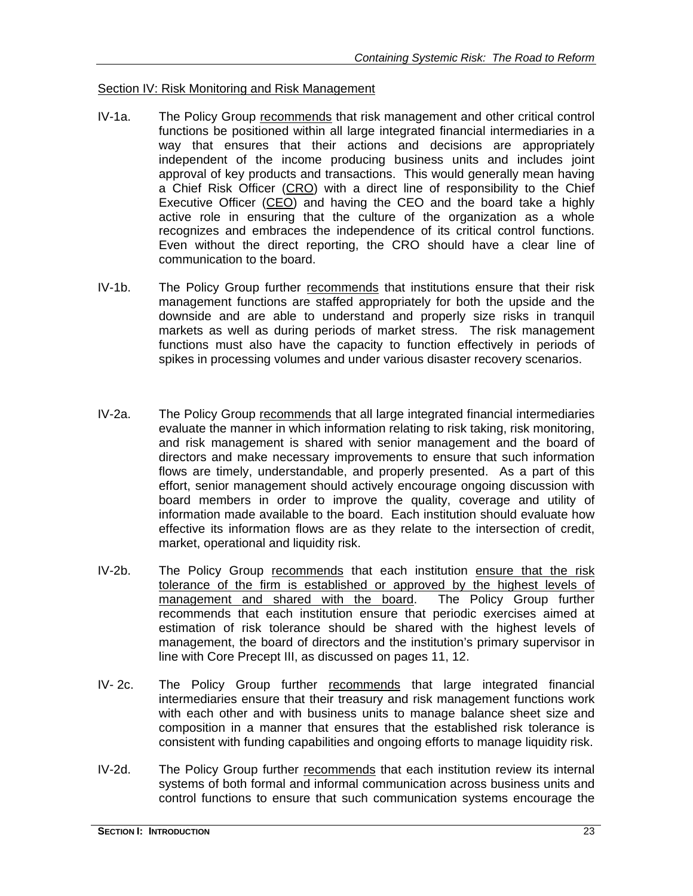Section IV: Risk Monitoring and Risk Management

IV-1a. The Policy Group recommends that risk management and other critical control functions be positioned within all large integrated financial intermediaries in a way that ensures that their actions and decisions are appropriately independent of the income producing business units and includes joint approval of key products and transactions. This would generally mean having a Chief Risk Officer (CRO) with a direct line of responsibility to the Chief Executive Officer (CEO) and having the CEO and the board take a highly active role in ensuring that the culture of the organization as a whole recognizes and embraces the independence of its critical control functions. Even without the direct reporting, the CRO should have a clear line of communication to the board.

IV-1b. The Policy Group further recommends that institutions ensure that their risk management functions are staffed appropriately for both the upside and the downside and are able to understand and properly size risks in tranquil markets as well as during periods of market stress. The risk management functions must also have the capacity to function effectively in periods of spikes in processing volumes and under various disaster recovery scenarios.

IV-2a. The Policy Group recommends that all large integrated financial intermediaries evaluate the manner in which information relating to risk taking, risk monitoring, and risk management is shared with senior management and the board of directors and make necessary improvements to ensure that such information flows are timely, understandable, and properly presented. As a part of this effort, senior management should actively encourage ongoing discussion with board members in order to improve the quality, coverage and utility of information made available to the board. Each institution should evaluate how effective its information flows are as they relate to the intersection of credit, market, operational and liquidity risk.

IV-2b. The Policy Group recommends that each institution ensure that the risk tolerance of the firm is established or approved by the highest levels of management and shared with the board. The Policy Group further recommends that each institution ensure that periodic exercises aimed at estimation of risk tolerance should be shared with the highest levels of management, the board of directors and the institution's primary supervisor in line with Core Precept III, as discussed on pages 11, 12.

IV- 2c. The Policy Group further recommends that large integrated financial intermediaries ensure that their treasury and risk management functions work with each other and with business units to manage balance sheet size and composition in a manner that ensures that the established risk tolerance is consistent with funding capabilities and ongoing efforts to manage liquidity risk.

IV-2d. The Policy Group further recommends that each institution review its internal systems of both formal and informal communication across business units and control functions to ensure that such communication systems encourage the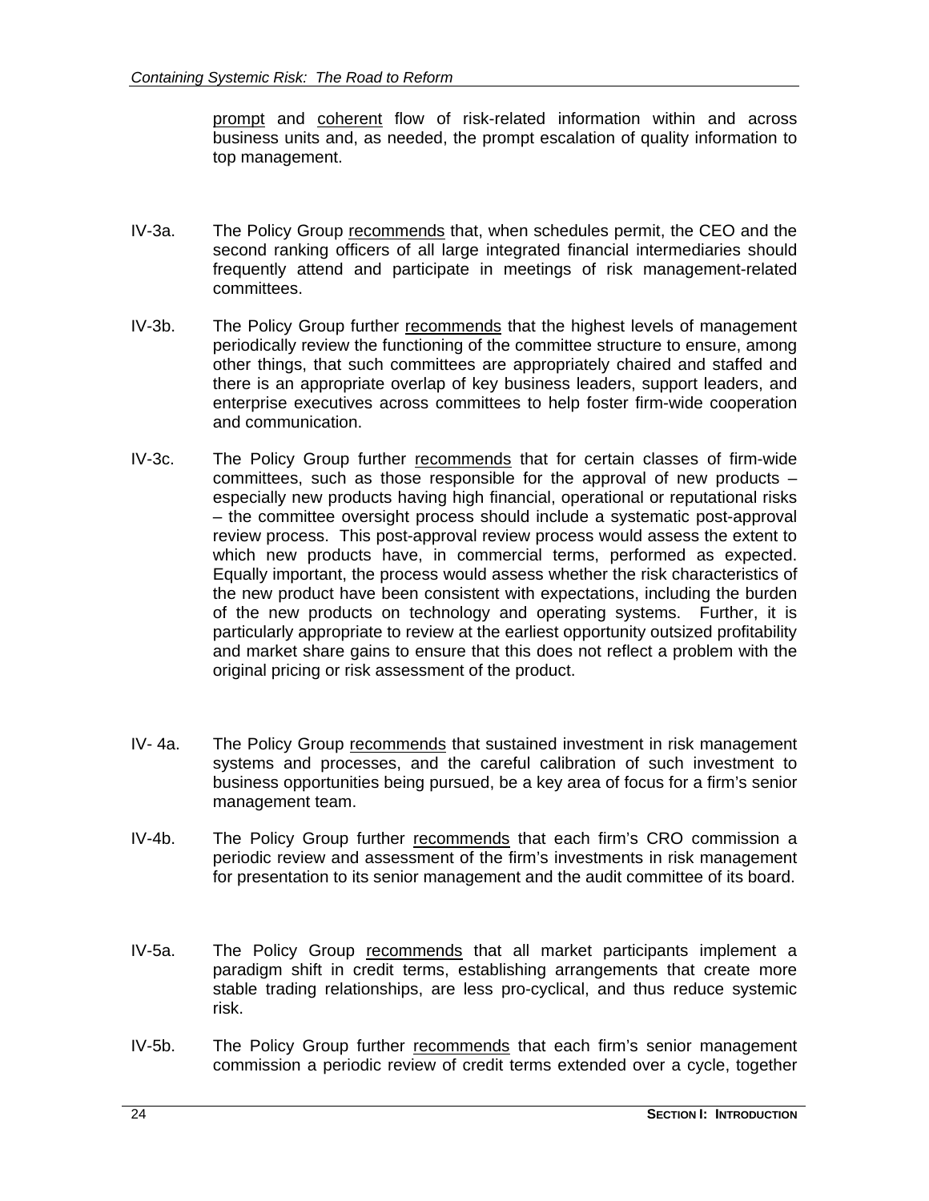prompt and coherent flow of risk-related information within and across business units and, as needed, the prompt escalation of quality information to top management.

IV-3a. The Policy Group recommends that, when schedules permit, the CEO and the second ranking officers of all large integrated financial intermediaries should frequently attend and participate in meetings of risk management-related committees.

IV-3b. The Policy Group further recommends that the highest levels of management periodically review the functioning of the committee structure to ensure, among other things, that such committees are appropriately chaired and staffed and there is an appropriate overlap of key business leaders, support leaders, and enterprise executives across committees to help foster firm-wide cooperation and communication.

IV-3c. The Policy Group further recommends that for certain classes of firm-wide committees, such as those responsible for the approval of new products – especially new products having high financial, operational or reputational risks – the committee oversight process should include a systematic post-approval review process. This post-approval review process would assess the extent to which new products have, in commercial terms, performed as expected. Equally important, the process would assess whether the risk characteristics of the new product have been consistent with expectations, including the burden of the new products on technology and operating systems. Further, it is particularly appropriate to review at the earliest opportunity outsized profitability and market share gains to ensure that this does not reflect a problem with the original pricing or risk assessment of the product.

IV- 4a. The Policy Group recommends that sustained investment in risk management systems and processes, and the careful calibration of such investment to business opportunities being pursued, be a key area of focus for a firm's senior management team.

IV-4b. The Policy Group further recommends that each firm's CRO commission a periodic review and assessment of the firm's investments in risk management for presentation to its senior management and the audit committee of its board.

IV-5a. The Policy Group recommends that all market participants implement a paradigm shift in credit terms, establishing arrangements that create more stable trading relationships, are less pro-cyclical, and thus reduce systemic risk.

IV-5b. The Policy Group further recommends that each firm's senior management commission a periodic review of credit terms extended over a cycle, together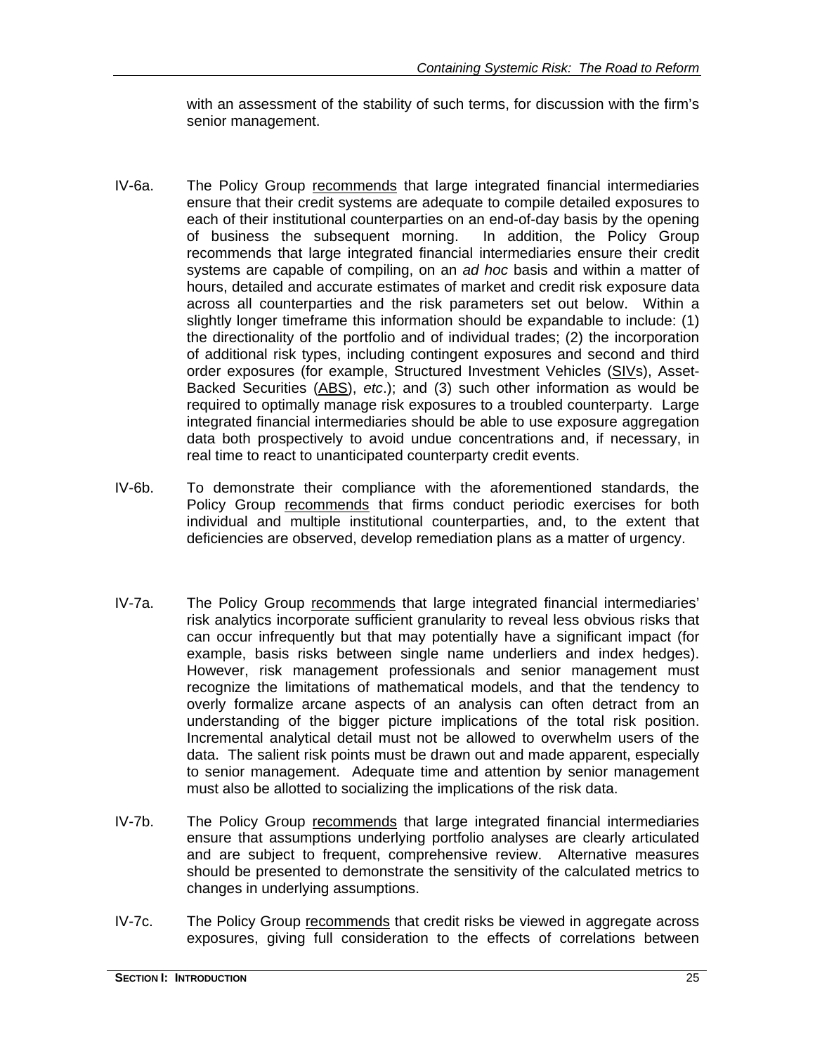with an assessment of the stability of such terms, for discussion with the firm's senior management.

IV-6a. The Policy Group recommends that large integrated financial intermediaries ensure that their credit systems are adequate to compile detailed exposures to each of their institutional counterparties on an end-of-day basis by the opening of business the subsequent morning. In addition, the Policy Group recommends that large integrated financial intermediaries ensure their credit systems are capable of compiling, on an *ad hoc* basis and within a matter of hours, detailed and accurate estimates of market and credit risk exposure data across all counterparties and the risk parameters set out below. Within a slightly longer timeframe this information should be expandable to include: (1) the directionality of the portfolio and of individual trades; (2) the incorporation of additional risk types, including contingent exposures and second and third order exposures (for example, Structured Investment Vehicles (SIVs), Asset-Backed Securities (ABS), *etc*.); and (3) such other information as would be required to optimally manage risk exposures to a troubled counterparty. Large integrated financial intermediaries should be able to use exposure aggregation data both prospectively to avoid undue concentrations and, if necessary, in real time to react to unanticipated counterparty credit events.

IV-6b. To demonstrate their compliance with the aforementioned standards, the Policy Group recommends that firms conduct periodic exercises for both individual and multiple institutional counterparties, and, to the extent that deficiencies are observed, develop remediation plans as a matter of urgency.

IV-7a. The Policy Group recommends that large integrated financial intermediaries' risk analytics incorporate sufficient granularity to reveal less obvious risks that can occur infrequently but that may potentially have a significant impact (for example, basis risks between single name underliers and index hedges). However, risk management professionals and senior management must recognize the limitations of mathematical models, and that the tendency to overly formalize arcane aspects of an analysis can often detract from an understanding of the bigger picture implications of the total risk position. Incremental analytical detail must not be allowed to overwhelm users of the data. The salient risk points must be drawn out and made apparent, especially to senior management. Adequate time and attention by senior management must also be allotted to socializing the implications of the risk data.

IV-7b. The Policy Group recommends that large integrated financial intermediaries ensure that assumptions underlying portfolio analyses are clearly articulated and are subject to frequent, comprehensive review. Alternative measures should be presented to demonstrate the sensitivity of the calculated metrics to changes in underlying assumptions.

IV-7c. The Policy Group recommends that credit risks be viewed in aggregate across exposures, giving full consideration to the effects of correlations between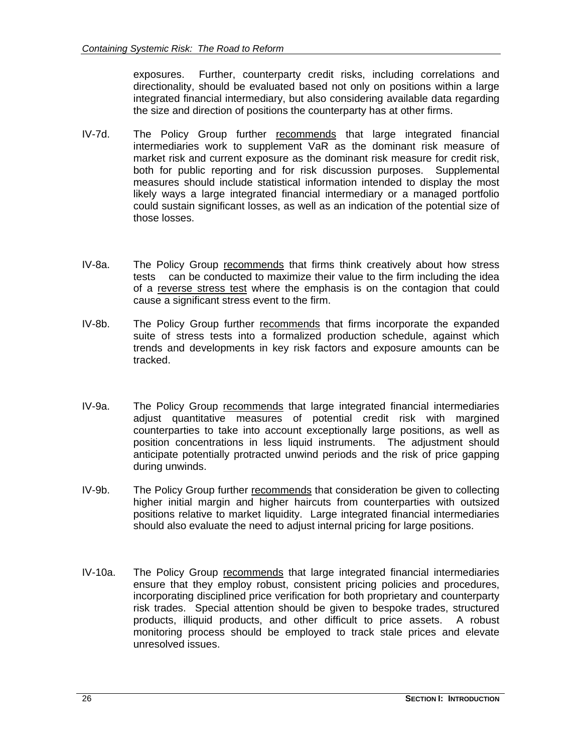exposures. Further, counterparty credit risks, including correlations and directionality, should be evaluated based not only on positions within a large integrated financial intermediary, but also considering available data regarding the size and direction of positions the counterparty has at other firms.

IV-7d. The Policy Group further recommends that large integrated financial intermediaries work to supplement VaR as the dominant risk measure of market risk and current exposure as the dominant risk measure for credit risk, both for public reporting and for risk discussion purposes. Supplemental measures should include statistical information intended to display the most likely ways a large integrated financial intermediary or a managed portfolio could sustain significant losses, as well as an indication of the potential size of those losses.

IV-8a. The Policy Group recommends that firms think creatively about how stress tests can be conducted to maximize their value to the firm including the idea of a reverse stress test where the emphasis is on the contagion that could cause a significant stress event to the firm.

IV-8b. The Policy Group further recommends that firms incorporate the expanded suite of stress tests into a formalized production schedule, against which trends and developments in key risk factors and exposure amounts can be tracked.

IV-9a. The Policy Group recommends that large integrated financial intermediaries adjust quantitative measures of potential credit risk with margined counterparties to take into account exceptionally large positions, as well as position concentrations in less liquid instruments. The adjustment should anticipate potentially protracted unwind periods and the risk of price gapping during unwinds.

IV-9b. The Policy Group further recommends that consideration be given to collecting higher initial margin and higher haircuts from counterparties with outsized positions relative to market liquidity. Large integrated financial intermediaries should also evaluate the need to adjust internal pricing for large positions.

IV-10a. The Policy Group recommends that large integrated financial intermediaries ensure that they employ robust, consistent pricing policies and procedures, incorporating disciplined price verification for both proprietary and counterparty risk trades. Special attention should be given to bespoke trades, structured products, illiquid products, and other difficult to price assets. A robust monitoring process should be employed to track stale prices and elevate unresolved issues.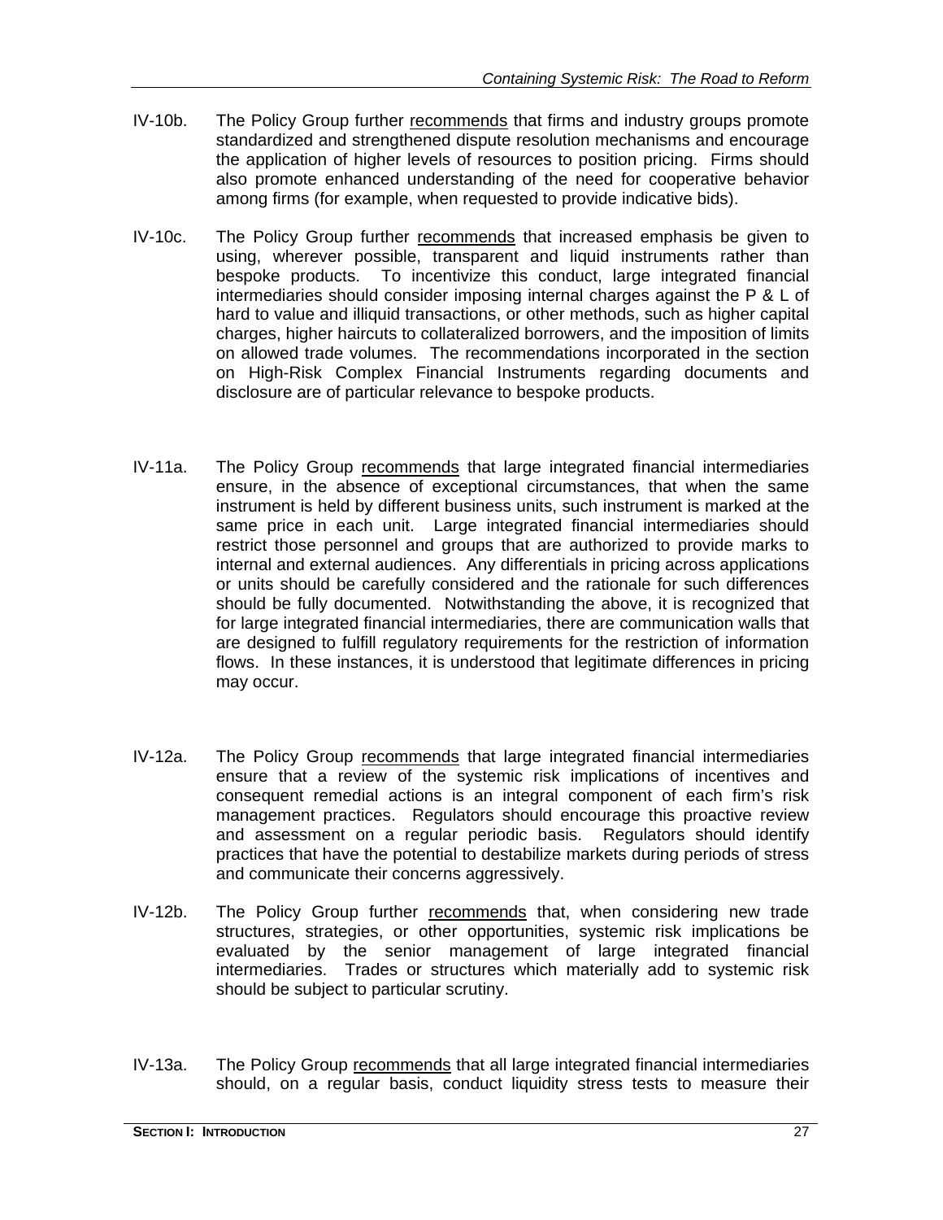IV-10b. The Policy Group further <u>recommends</u> that firms and industry groups promote standardized and strengthened dispute resolution mechanisms and encourage the application of higher levels of resources to position pricing. Firms should also promote enhanced understanding of the need for cooperative behavior among firms (for example, when requested to provide indicative bids).

IV-10c. The Policy Group further <u>recommends</u> that increased emphasis be given to using, wherever possible, transparent and liquid instruments rather than bespoke products. To incentivize this conduct, large integrated financial intermediaries should consider imposing internal charges against the P & L of hard to value and illiquid transactions, or other methods, such as higher capital charges, higher haircuts to collateralized borrowers, and the imposition of limits on allowed trade volumes. The recommendations incorporated in the section on High-Risk Complex Financial Instruments regarding documents and disclosure are of particular relevance to bespoke products.

IV-11a. The Policy Group <u>recommends</u> that large integrated financial intermediaries ensure, in the absence of exceptional circumstances, that when the same instrument is held by different business units, such instrument is marked at the same price in each unit. Large integrated financial intermediaries should restrict those personnel and groups that are authorized to provide marks to internal and external audiences. Any differentials in pricing across applications or units should be carefully considered and the rationale for such differences should be fully documented. Notwithstanding the above, it is recognized that for large integrated financial intermediaries, there are communication walls that are designed to fulfill regulatory requirements for the restriction of information flows. In these instances, it is understood that legitimate differences in pricing may occur.

IV-12a. The Policy Group <u>recommends</u> that large integrated financial intermediaries ensure that a review of the systemic risk implications of incentives and consequent remedial actions is an integral component of each firm's risk management practices. Regulators should encourage this proactive review and assessment on a regular periodic basis. Regulators should identify practices that have the potential to destabilize markets during periods of stress and communicate their concerns aggressively.

IV-12b. The Policy Group further <u>recommends</u> that, when considering new trade structures, strategies, or other opportunities, systemic risk implications be evaluated by the senior management of large integrated financial intermediaries. Trades or structures which materially add to systemic risk should be subject to particular scrutiny.

IV-13a. The Policy Group <u>recommends</u> that all large integrated financial intermediaries should, on a regular basis, conduct liquidity stress tests to measure their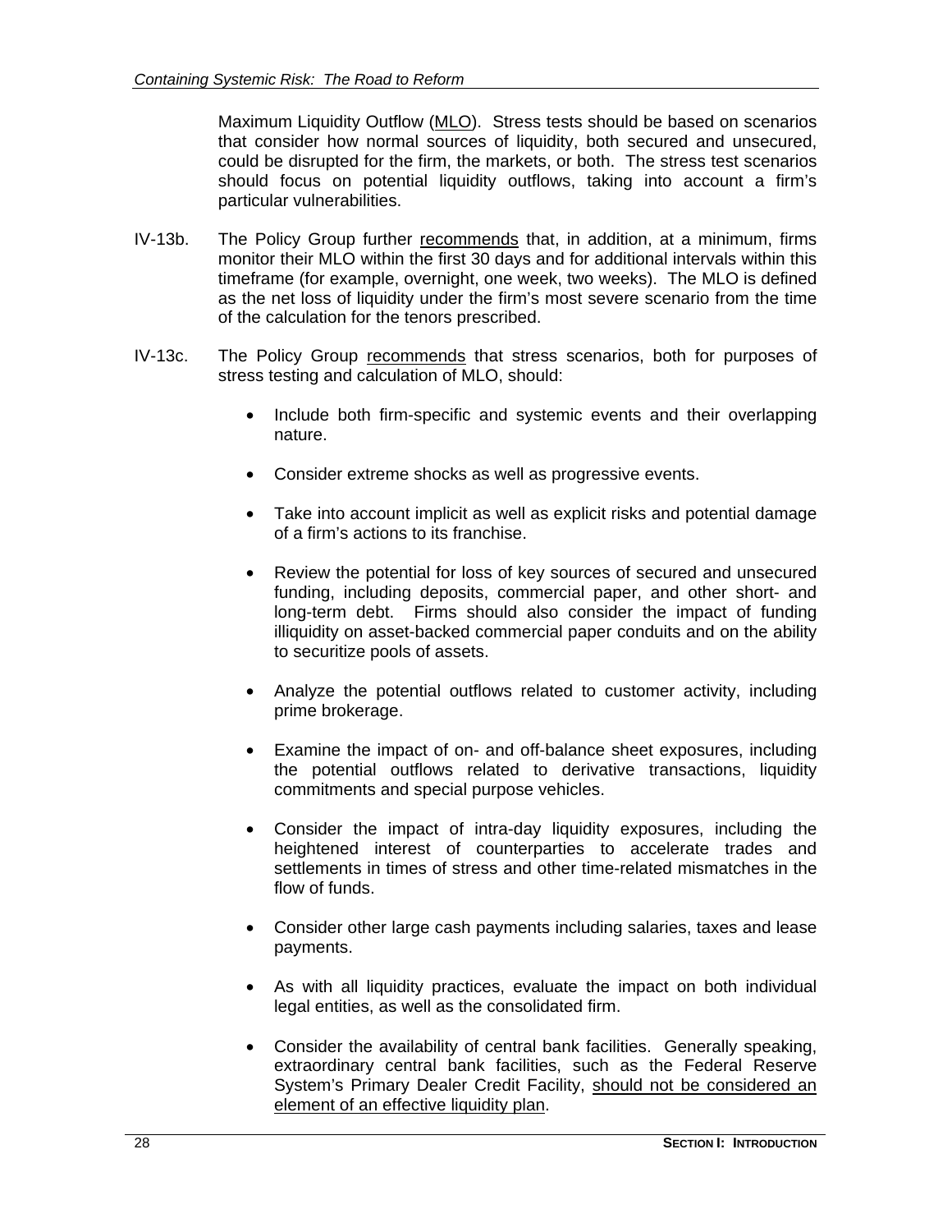Maximum Liquidity Outflow (MLO). Stress tests should be based on scenarios that consider how normal sources of liquidity, both secured and unsecured, could be disrupted for the firm, the markets, or both. The stress test scenarios should focus on potential liquidity outflows, taking into account a firm's particular vulnerabilities.

IV-13b. The Policy Group further recommends that, in addition, at a minimum, firms monitor their MLO within the first 30 days and for additional intervals within this timeframe (for example, overnight, one week, two weeks). The MLO is defined as the net loss of liquidity under the firm's most severe scenario from the time of the calculation for the tenors prescribed.

IV-13c. The Policy Group recommends that stress scenarios, both for purposes of stress testing and calculation of MLO, should:

- Include both firm-specific and systemic events and their overlapping nature.
- Consider extreme shocks as well as progressive events.
- Take into account implicit as well as explicit risks and potential damage of a firm's actions to its franchise.
- Review the potential for loss of key sources of secured and unsecured funding, including deposits, commercial paper, and other short- and long-term debt. Firms should also consider the impact of funding illiquidity on asset-backed commercial paper conduits and on the ability to securitize pools of assets.
- Analyze the potential outflows related to customer activity, including prime brokerage.
- Examine the impact of on- and off-balance sheet exposures, including the potential outflows related to derivative transactions, liquidity commitments and special purpose vehicles.
- Consider the impact of intra-day liquidity exposures, including the heightened interest of counterparties to accelerate trades and settlements in times of stress and other time-related mismatches in the flow of funds.
- Consider other large cash payments including salaries, taxes and lease payments.
- As with all liquidity practices, evaluate the impact on both individual legal entities, as well as the consolidated firm.
- Consider the availability of central bank facilities. Generally speaking, extraordinary central bank facilities, such as the Federal Reserve System's Primary Dealer Credit Facility, should not be considered an element of an effective liquidity plan.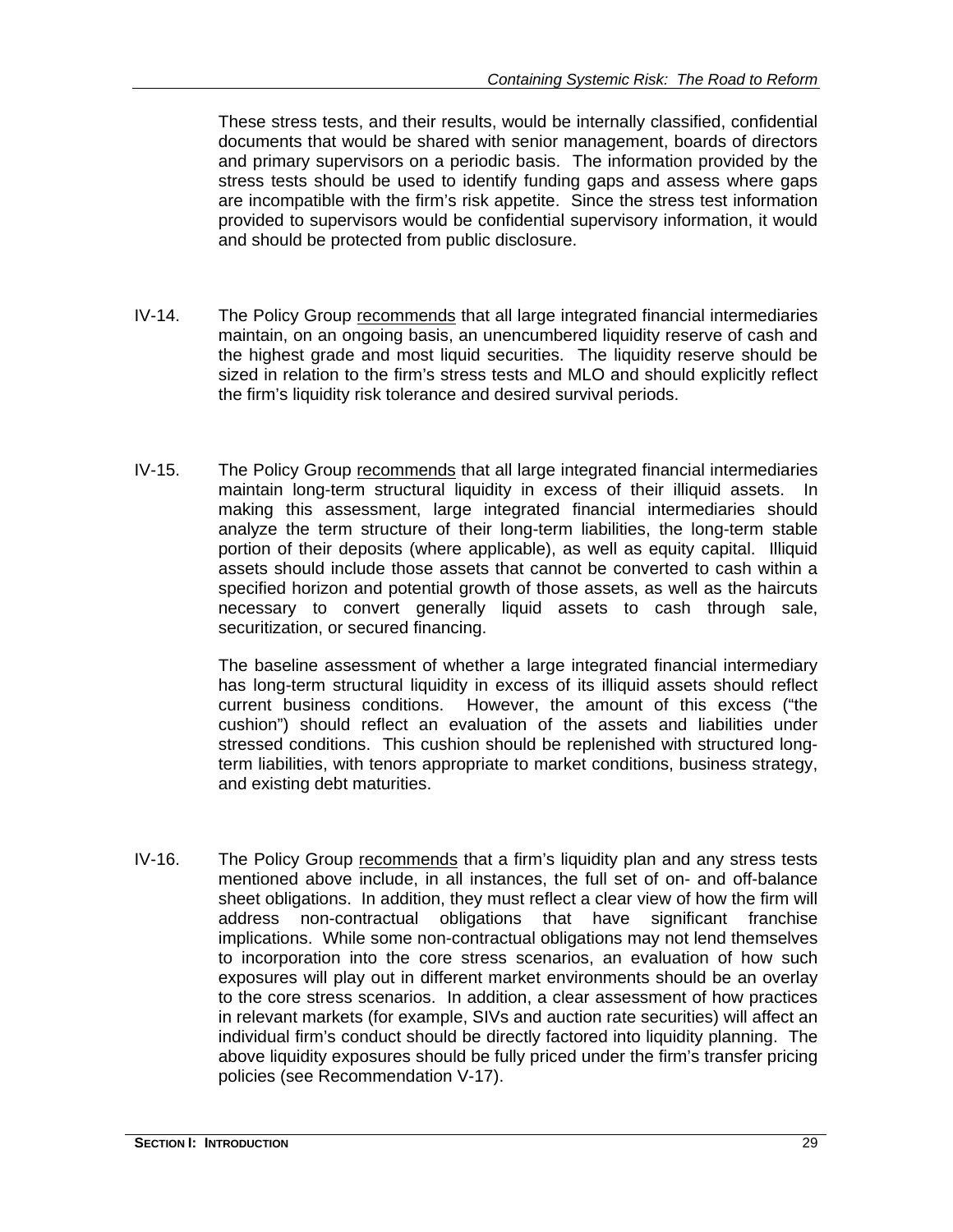These stress tests, and their results, would be internally classified, confidential documents that would be shared with senior management, boards of directors and primary supervisors on a periodic basis. The information provided by the stress tests should be used to identify funding gaps and assess where gaps are incompatible with the firm's risk appetite. Since the stress test information provided to supervisors would be confidential supervisory information, it would and should be protected from public disclosure.

IV-14. The Policy Group recommends that all large integrated financial intermediaries maintain, on an ongoing basis, an unencumbered liquidity reserve of cash and the highest grade and most liquid securities. The liquidity reserve should be sized in relation to the firm's stress tests and MLO and should explicitly reflect the firm's liquidity risk tolerance and desired survival periods.

IV-15. The Policy Group recommends that all large integrated financial intermediaries maintain long-term structural liquidity in excess of their illiquid assets. In making this assessment, large integrated financial intermediaries should analyze the term structure of their long-term liabilities, the long-term stable portion of their deposits (where applicable), as well as equity capital. Illiquid assets should include those assets that cannot be converted to cash within a specified horizon and potential growth of those assets, as well as the haircuts necessary to convert generally liquid assets to cash through sale, securitization, or secured financing.

The baseline assessment of whether a large integrated financial intermediary has long-term structural liquidity in excess of its illiquid assets should reflect current business conditions. However, the amount of this excess ("the cushion") should reflect an evaluation of the assets and liabilities under stressed conditions. This cushion should be replenished with structured long-term liabilities, with tenors appropriate to market conditions, business strategy, and existing debt maturities.

IV-16. The Policy Group recommends that a firm's liquidity plan and any stress tests mentioned above include, in all instances, the full set of on- and off-balance sheet obligations. In addition, they must reflect a clear view of how the firm will address non-contractual obligations that have significant franchise implications. While some non-contractual obligations may not lend themselves to incorporation into the core stress scenarios, an evaluation of how such exposures will play out in different market environments should be an overlay to the core stress scenarios. In addition, a clear assessment of how practices in relevant markets (for example, SIVs and auction rate securities) will affect an individual firm's conduct should be directly factored into liquidity planning. The above liquidity exposures should be fully priced under the firm's transfer pricing policies (see Recommendation V-17).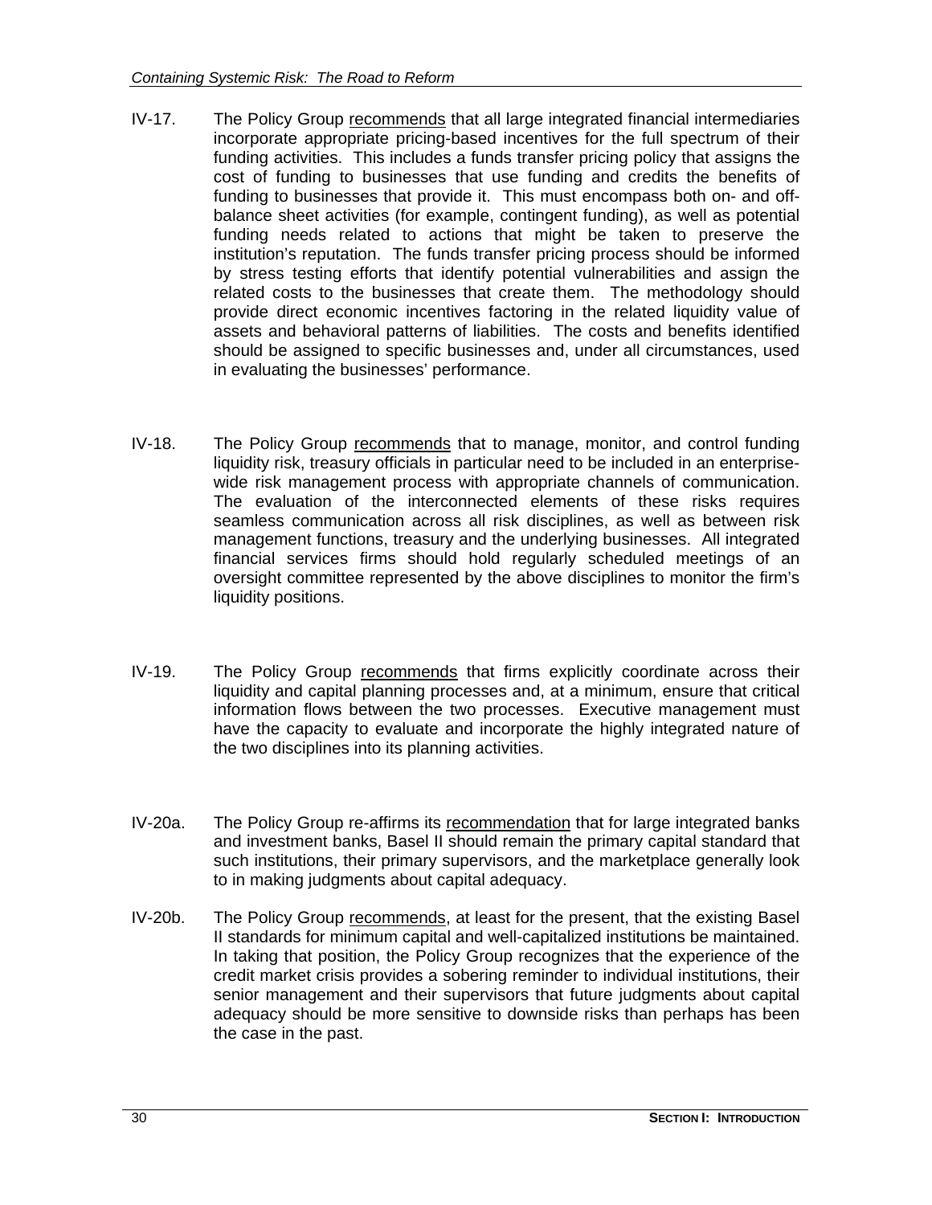IV-17. The Policy Group <u>recommends</u> that all large integrated financial intermediaries incorporate appropriate pricing-based incentives for the full spectrum of their funding activities. This includes a funds transfer pricing policy that assigns the cost of funding to businesses that use funding and credits the benefits of funding to businesses that provide it. This must encompass both on- and off-balance sheet activities (for example, contingent funding), as well as potential funding needs related to actions that might be taken to preserve the institution's reputation. The funds transfer pricing process should be informed by stress testing efforts that identify potential vulnerabilities and assign the related costs to the businesses that create them. The methodology should provide direct economic incentives factoring in the related liquidity value of assets and behavioral patterns of liabilities. The costs and benefits identified should be assigned to specific businesses and, under all circumstances, used in evaluating the businesses' performance.

IV-18. The Policy Group <u>recommends</u> that to manage, monitor, and control funding liquidity risk, treasury officials in particular need to be included in an enterprise-wide risk management process with appropriate channels of communication. The evaluation of the interconnected elements of these risks requires seamless communication across all risk disciplines, as well as between risk management functions, treasury and the underlying businesses. All integrated financial services firms should hold regularly scheduled meetings of an oversight committee represented by the above disciplines to monitor the firm's liquidity positions.

IV-19. The Policy Group <u>recommends</u> that firms explicitly coordinate across their liquidity and capital planning processes and, at a minimum, ensure that critical information flows between the two processes. Executive management must have the capacity to evaluate and incorporate the highly integrated nature of the two disciplines into its planning activities.

IV-20a. The Policy Group re-affirms its <u>recommendation</u> that for large integrated banks and investment banks, Basel II should remain the primary capital standard that such institutions, their primary supervisors, and the marketplace generally look to in making judgments about capital adequacy.

IV-20b. The Policy Group <u>recommends</u>, at least for the present, that the existing Basel II standards for minimum capital and well-capitalized institutions be maintained. In taking that position, the Policy Group recognizes that the experience of the credit market crisis provides a sobering reminder to individual institutions, their senior management and their supervisors that future judgments about capital adequacy should be more sensitive to downside risks than perhaps has been the case in the past.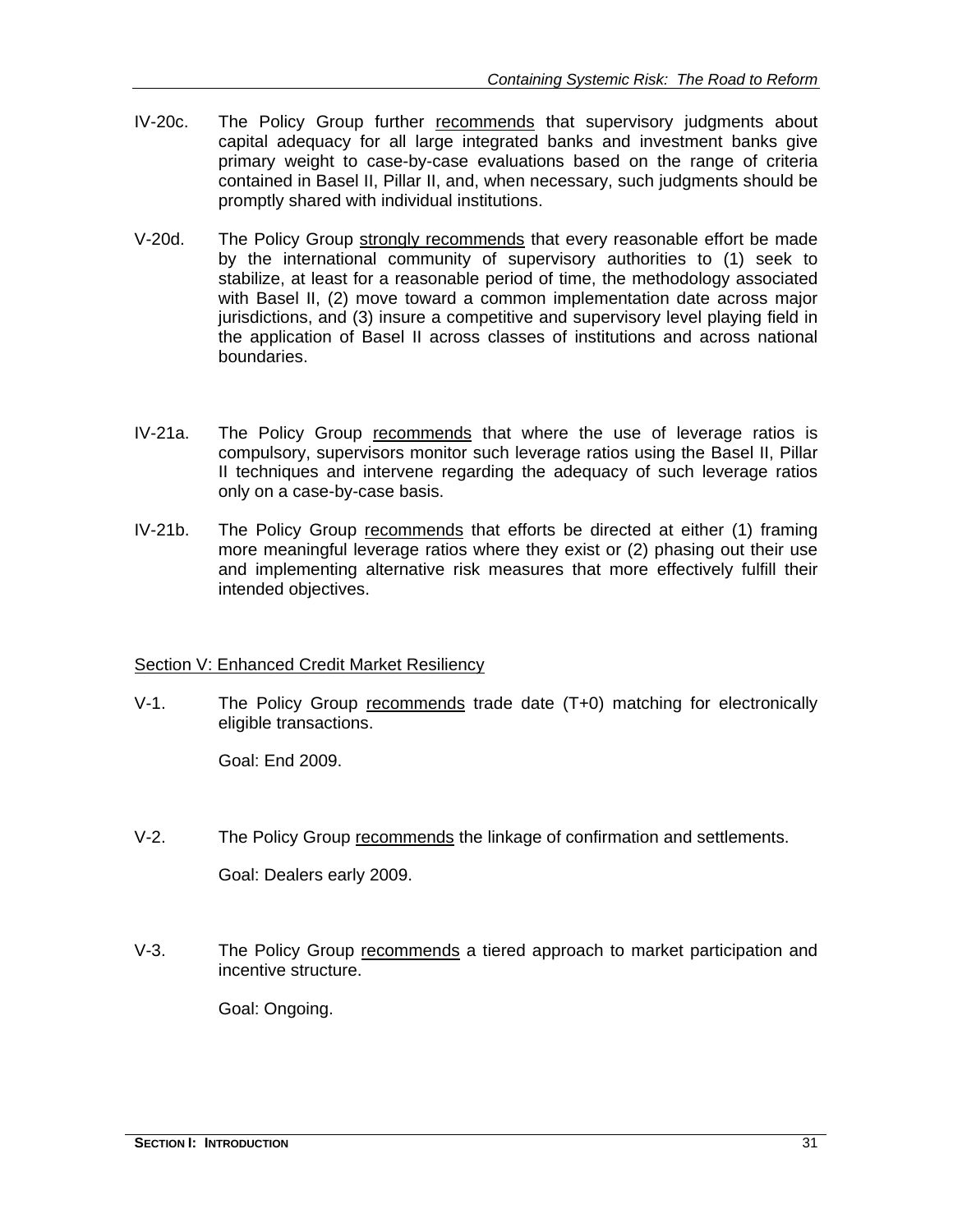IV-20c. The Policy Group further recommends that supervisory judgments about capital adequacy for all large integrated banks and investment banks give primary weight to case-by-case evaluations based on the range of criteria contained in Basel II, Pillar II, and, when necessary, such judgments should be promptly shared with individual institutions.

V-20d. The Policy Group strongly recommends that every reasonable effort be made by the international community of supervisory authorities to (1) seek to stabilize, at least for a reasonable period of time, the methodology associated with Basel II, (2) move toward a common implementation date across major jurisdictions, and (3) insure a competitive and supervisory level playing field in the application of Basel II across classes of institutions and across national boundaries.

IV-21a. The Policy Group recommends that where the use of leverage ratios is compulsory, supervisors monitor such leverage ratios using the Basel II, Pillar II techniques and intervene regarding the adequacy of such leverage ratios only on a case-by-case basis.

IV-21b. The Policy Group recommends that efforts be directed at either (1) framing more meaningful leverage ratios where they exist or (2) phasing out their use and implementing alternative risk measures that more effectively fulfill their intended objectives.

## Section V: Enhanced Credit Market Resiliency

V-1. The Policy Group recommends trade date (T+0) matching for electronically eligible transactions.

Goal: End 2009.

V-2. The Policy Group recommends the linkage of confirmation and settlements.

Goal: Dealers early 2009.

V-3. The Policy Group recommends a tiered approach to market participation and incentive structure.

Goal: Ongoing.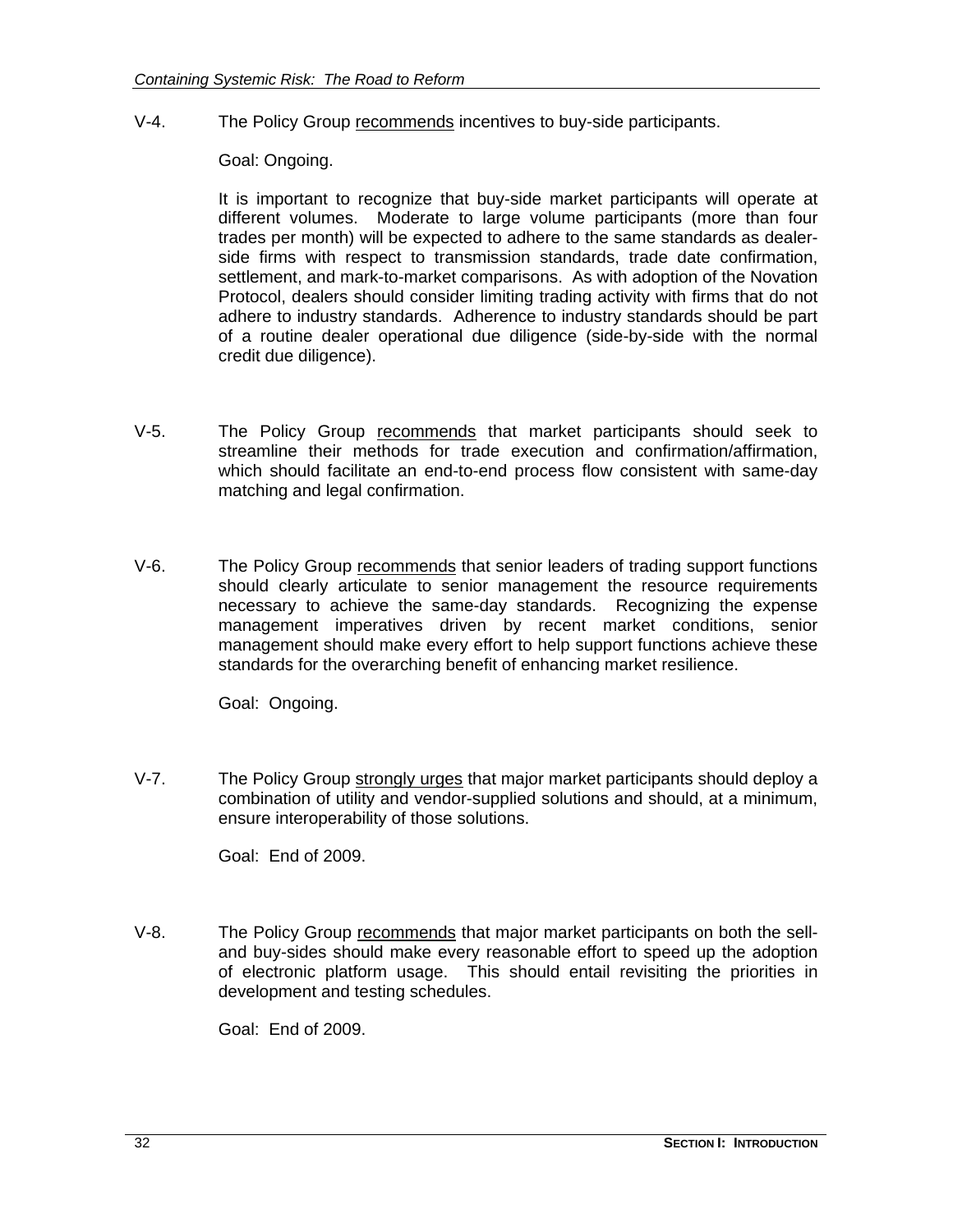V-4. The Policy Group <u>recommends</u> incentives to buy-side participants.

Goal: Ongoing.

It is important to recognize that buy-side market participants will operate at different volumes. Moderate to large volume participants (more than four trades per month) will be expected to adhere to the same standards as dealer-side firms with respect to transmission standards, trade date confirmation, settlement, and mark-to-market comparisons. As with adoption of the Novation Protocol, dealers should consider limiting trading activity with firms that do not adhere to industry standards. Adherence to industry standards should be part of a routine dealer operational due diligence (side-by-side with the normal credit due diligence).

V-5. The Policy Group <u>recommends</u> that market participants should seek to streamline their methods for trade execution and confirmation/affirmation, which should facilitate an end-to-end process flow consistent with same-day matching and legal confirmation.

V-6. The Policy Group <u>recommends</u> that senior leaders of trading support functions should clearly articulate to senior management the resource requirements necessary to achieve the same-day standards. Recognizing the expense management imperatives driven by recent market conditions, senior management should make every effort to help support functions achieve these standards for the overarching benefit of enhancing market resilience.

Goal: Ongoing.

V-7. The Policy Group <u>strongly urges</u> that major market participants should deploy a combination of utility and vendor-supplied solutions and should, at a minimum, ensure interoperability of those solutions.

Goal: End of 2009.

V-8. The Policy Group <u>recommends</u> that major market participants on both the sell- and buy-sides should make every reasonable effort to speed up the adoption of electronic platform usage. This should entail revisiting the priorities in development and testing schedules.

Goal: End of 2009.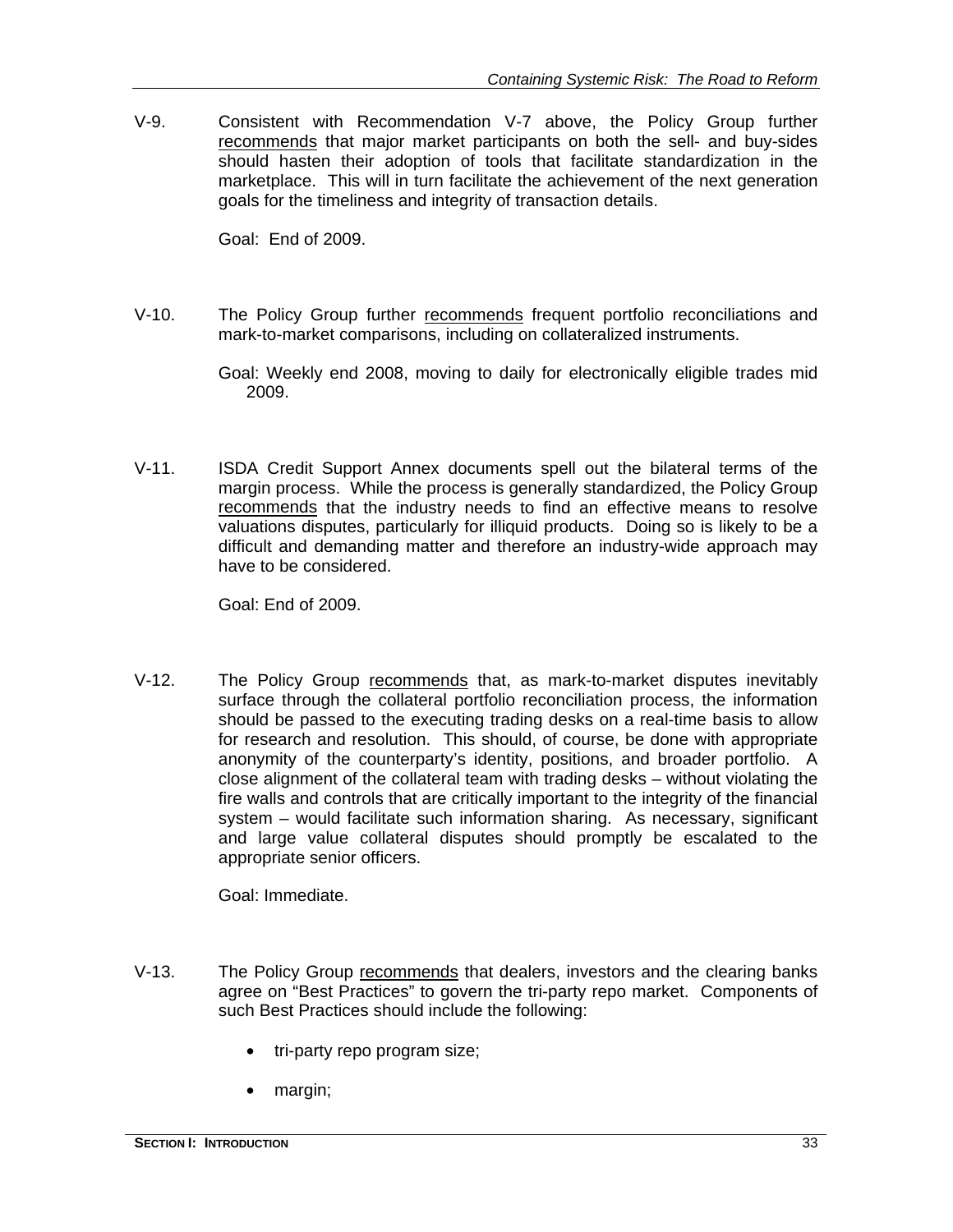V-9. Consistent with Recommendation V-7 above, the Policy Group further <u>recommends</u> that major market participants on both the sell- and buy-sides should hasten their adoption of tools that facilitate standardization in the marketplace. This will in turn facilitate the achievement of the next generation goals for the timeliness and integrity of transaction details.

Goal: End of 2009.

V-10. The Policy Group further <u>recommends</u> frequent portfolio reconciliations and mark-to-market comparisons, including on collateralized instruments.

Goal: Weekly end 2008, moving to daily for electronically eligible trades mid 2009.

V-11. ISDA Credit Support Annex documents spell out the bilateral terms of the margin process. While the process is generally standardized, the Policy Group <u>recommends</u> that the industry needs to find an effective means to resolve valuations disputes, particularly for illiquid products. Doing so is likely to be a difficult and demanding matter and therefore an industry-wide approach may have to be considered.

Goal: End of 2009.

V-12. The Policy Group <u>recommends</u> that, as mark-to-market disputes inevitably surface through the collateral portfolio reconciliation process, the information should be passed to the executing trading desks on a real-time basis to allow for research and resolution. This should, of course, be done with appropriate anonymity of the counterparty's identity, positions, and broader portfolio. A close alignment of the collateral team with trading desks – without violating the fire walls and controls that are critically important to the integrity of the financial system – would facilitate such information sharing. As necessary, significant and large value collateral disputes should promptly be escalated to the appropriate senior officers.

Goal: Immediate.

V-13. The Policy Group <u>recommends</u> that dealers, investors and the clearing banks agree on "Best Practices" to govern the tri-party repo market. Components of such Best Practices should include the following:

- tri-party repo program size;
- margin;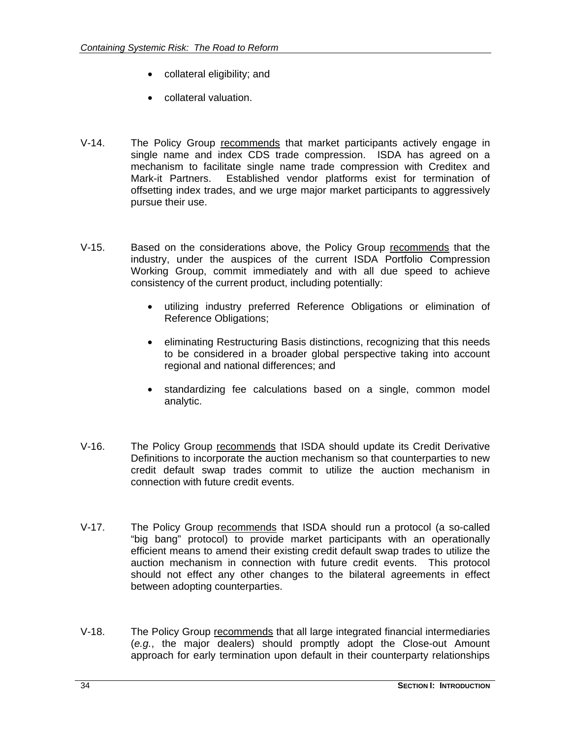- collateral eligibility; and
- collateral valuation.

V-14. The Policy Group <u>recommends</u> that market participants actively engage in single name and index CDS trade compression. ISDA has agreed on a mechanism to facilitate single name trade compression with Creditex and Mark-it Partners. Established vendor platforms exist for termination of offsetting index trades, and we urge major market participants to aggressively pursue their use.

V-15. Based on the considerations above, the Policy Group <u>recommends</u> that the industry, under the auspices of the current ISDA Portfolio Compression Working Group, commit immediately and with all due speed to achieve consistency of the current product, including potentially:

- utilizing industry preferred Reference Obligations or elimination of Reference Obligations;
- eliminating Restructuring Basis distinctions, recognizing that this needs to be considered in a broader global perspective taking into account regional and national differences; and
- standardizing fee calculations based on a single, common model analytic.

V-16. The Policy Group <u>recommends</u> that ISDA should update its Credit Derivative Definitions to incorporate the auction mechanism so that counterparties to new credit default swap trades commit to utilize the auction mechanism in connection with future credit events.

V-17. The Policy Group <u>recommends</u> that ISDA should run a protocol (a so-called "big bang" protocol) to provide market participants with an operationally efficient means to amend their existing credit default swap trades to utilize the auction mechanism in connection with future credit events. This protocol should not effect any other changes to the bilateral agreements in effect between adopting counterparties.

V-18. The Policy Group <u>recommends</u> that all large integrated financial intermediaries (*e.g.*, the major dealers) should promptly adopt the Close-out Amount approach for early termination upon default in their counterparty relationships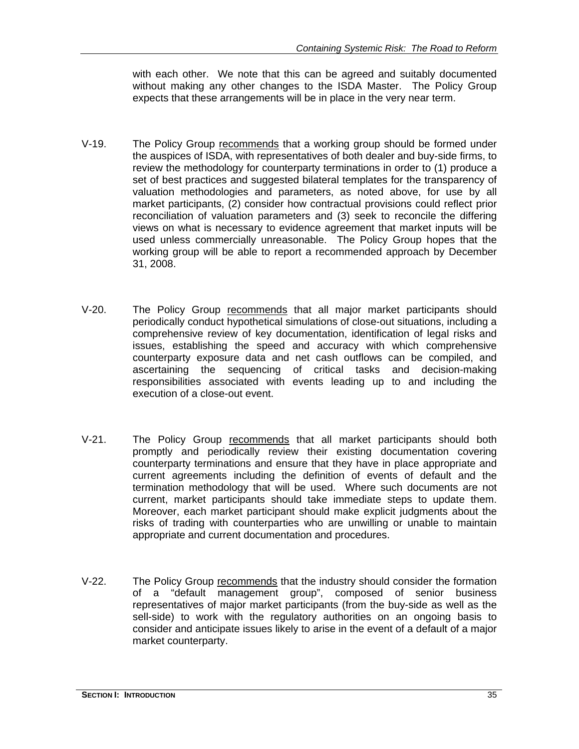with each other. We note that this can be agreed and suitably documented without making any other changes to the ISDA Master. The Policy Group expects that these arrangements will be in place in the very near term.

V-19. The Policy Group <u>recommends</u> that a working group should be formed under the auspices of ISDA, with representatives of both dealer and buy-side firms, to review the methodology for counterparty terminations in order to (1) produce a set of best practices and suggested bilateral templates for the transparency of valuation methodologies and parameters, as noted above, for use by all market participants, (2) consider how contractual provisions could reflect prior reconciliation of valuation parameters and (3) seek to reconcile the differing views on what is necessary to evidence agreement that market inputs will be used unless commercially unreasonable. The Policy Group hopes that the working group will be able to report a recommended approach by December 31, 2008.

V-20. The Policy Group <u>recommends</u> that all major market participants should periodically conduct hypothetical simulations of close-out situations, including a comprehensive review of key documentation, identification of legal risks and issues, establishing the speed and accuracy with which comprehensive counterparty exposure data and net cash outflows can be compiled, and ascertaining the sequencing of critical tasks and decision-making responsibilities associated with events leading up to and including the execution of a close-out event.

V-21. The Policy Group <u>recommends</u> that all market participants should both promptly and periodically review their existing documentation covering counterparty terminations and ensure that they have in place appropriate and current agreements including the definition of events of default and the termination methodology that will be used. Where such documents are not current, market participants should take immediate steps to update them. Moreover, each market participant should make explicit judgments about the risks of trading with counterparties who are unwilling or unable to maintain appropriate and current documentation and procedures.

V-22. The Policy Group <u>recommends</u> that the industry should consider the formation of a "default management group", composed of senior business representatives of major market participants (from the buy-side as well as the sell-side) to work with the regulatory authorities on an ongoing basis to consider and anticipate issues likely to arise in the event of a default of a major market counterparty.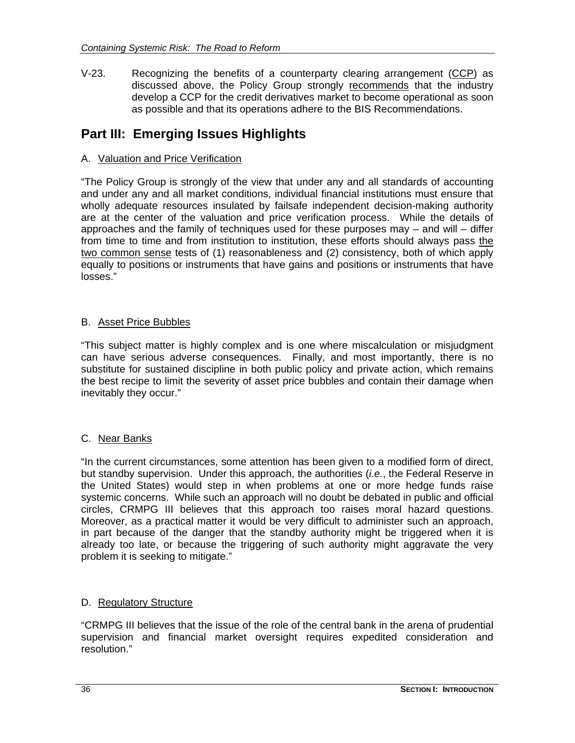V-23. Recognizing the benefits of a counterparty clearing arrangement (CCP) as discussed above, the Policy Group strongly recommends that the industry develop a CCP for the credit derivatives market to become operational as soon as possible and that its operations adhere to the BIS Recommendations.

## Part III: Emerging Issues Highlights

### A. Valuation and Price Verification

"The Policy Group is strongly of the view that under any and all standards of accounting and under any and all market conditions, individual financial institutions must ensure that wholly adequate resources insulated by failsafe independent decision-making authority are at the center of the valuation and price verification process. While the details of approaches and the family of techniques used for these purposes may – and will – differ from time to time and from institution to institution, these efforts should always pass the two common sense tests of (1) reasonableness and (2) consistency, both of which apply equally to positions or instruments that have gains and positions or instruments that have losses."

### B. Asset Price Bubbles

"This subject matter is highly complex and is one where miscalculation or misjudgment can have serious adverse consequences. Finally, and most importantly, there is no substitute for sustained discipline in both public policy and private action, which remains the best recipe to limit the severity of asset price bubbles and contain their damage when inevitably they occur."

### C. Near Banks

"In the current circumstances, some attention has been given to a modified form of direct, but standby supervision. Under this approach, the authorities (*i.e.*, the Federal Reserve in the United States) would step in when problems at one or more hedge funds raise systemic concerns. While such an approach will no doubt be debated in public and official circles, CRMPG III believes that this approach too raises moral hazard questions. Moreover, as a practical matter it would be very difficult to administer such an approach, in part because of the danger that the standby authority might be triggered when it is already too late, or because the triggering of such authority might aggravate the very problem it is seeking to mitigate."

### D. Regulatory Structure

"CRMPG III believes that the issue of the role of the central bank in the arena of prudential supervision and financial market oversight requires expedited consideration and resolution."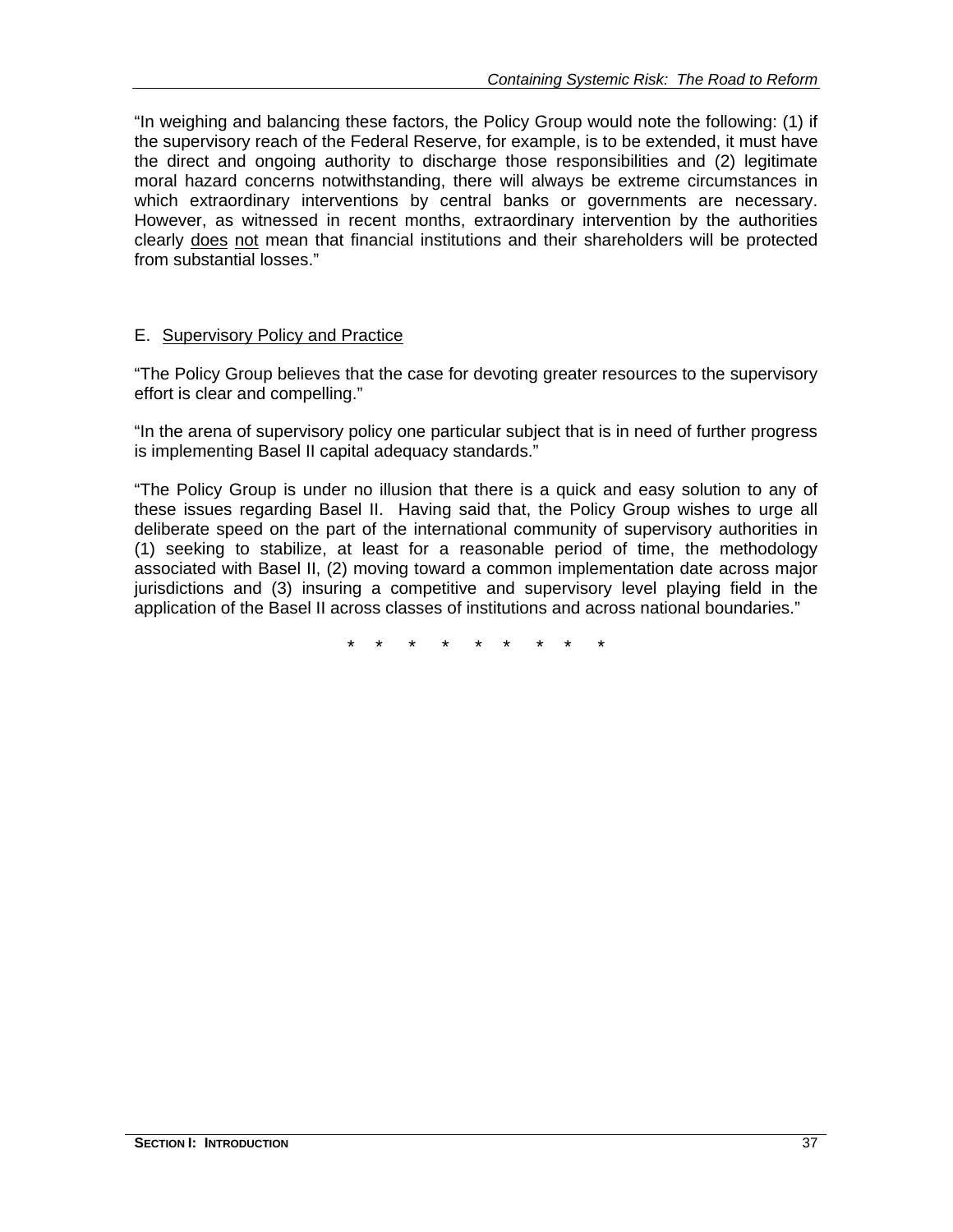"In weighing and balancing these factors, the Policy Group would note the following: (1) if the supervisory reach of the Federal Reserve, for example, is to be extended, it must have the direct and ongoing authority to discharge those responsibilities and (2) legitimate moral hazard concerns notwithstanding, there will always be extreme circumstances in which extraordinary interventions by central banks or governments are necessary. However, as witnessed in recent months, extraordinary intervention by the authorities clearly <u>does</u> <u>not</u> mean that financial institutions and their shareholders will be protected from substantial losses."

## E. <u>Supervisory Policy and Practice</u>

"The Policy Group believes that the case for devoting greater resources to the supervisory effort is clear and compelling."

"In the arena of supervisory policy one particular subject that is in need of further progress is implementing Basel II capital adequacy standards."

"The Policy Group is under no illusion that there is a quick and easy solution to any of these issues regarding Basel II. Having said that, the Policy Group wishes to urge all deliberate speed on the part of the international community of supervisory authorities in (1) seeking to stabilize, at least for a reasonable period of time, the methodology associated with Basel II, (2) moving toward a common implementation date across major jurisdictions and (3) insuring a competitive and supervisory level playing field in the application of the Basel II across classes of institutions and across national boundaries."

\* \* \* \* \* \* \* \* \*